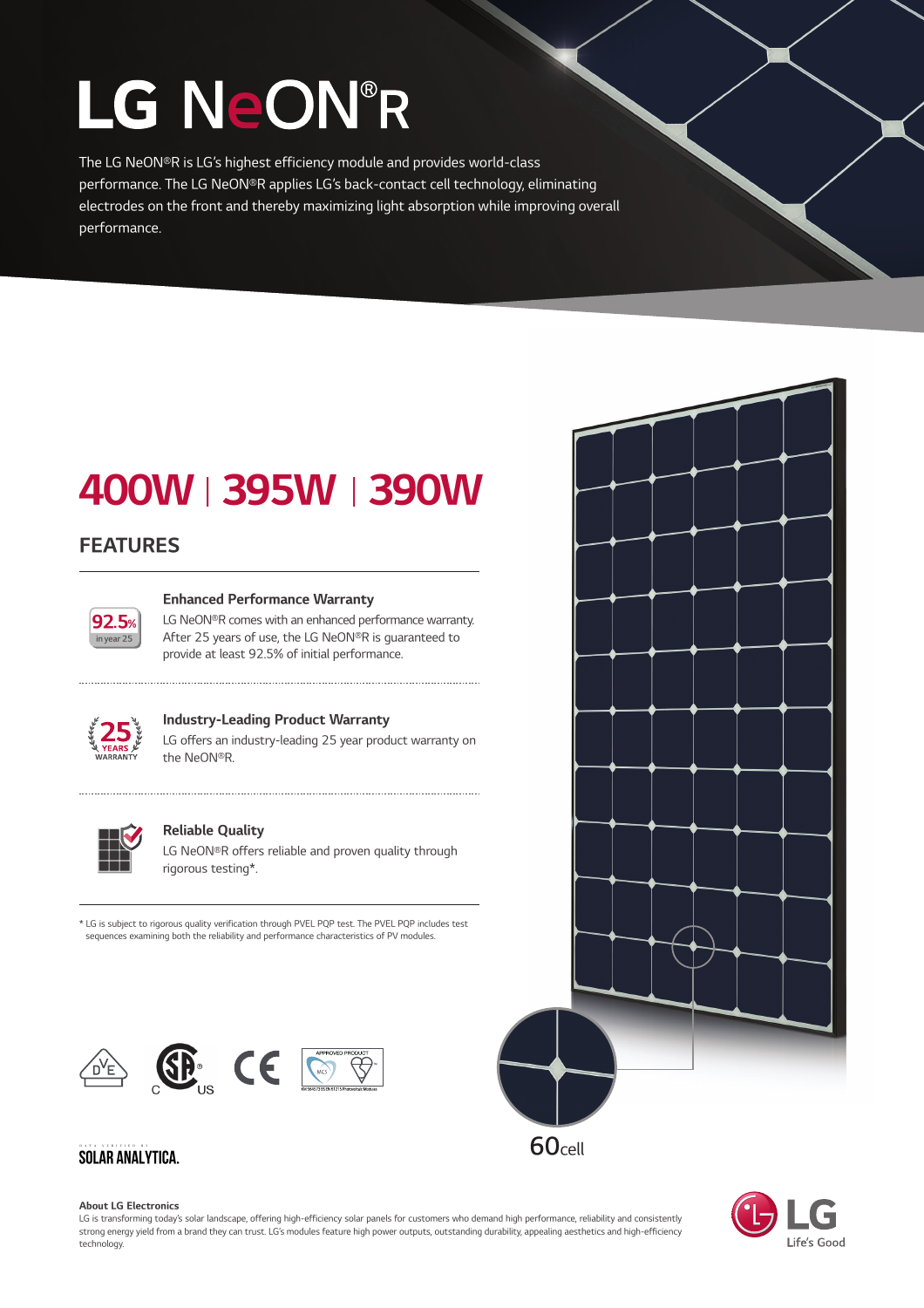# LG NeON®R

The LG NeON®R is LG's highest efficiency module and provides world-class performance. The LG NeON®R applies LG's back-contact cell technology, eliminating electrodes on the front and thereby maximizing light absorption while improving overall performance.

## 400W | 395W | 390W

## FEATURES

92.5% in year 25

### Enhanced Performance Warranty

LG NeON®R comes with an enhanced performance warranty. After 25 years of use, the LG NeON®R is guaranteed to provide at least 92.5% of initial performance.

25 YEARS WARRANTY

### Industry-Leading Product Warranty

LG offers an industry-leading 25 year product warranty on the NeON®R.

### Reliable Quality

LG NeON®R offers reliable and proven quality through rigorous testing*.

* LG is subject to rigorous quality verification through PVEL PQP test. The PVEL PQP includes test sequences examining both the reliability and performance characteristics of PV modules.

60cell

DATA VERIFIED BY SOLAR ANALYTICA.

**About LG Electronics**
LG is transforming today's solar landscape, offering high-efficiency solar panels for customers who demand high performance, reliability and consistently strong energy yield from a brand they can trust. LG's modules feature high power outputs, outstanding durability, appealing aesthetics and high-efficiency technology.

LG Life's Good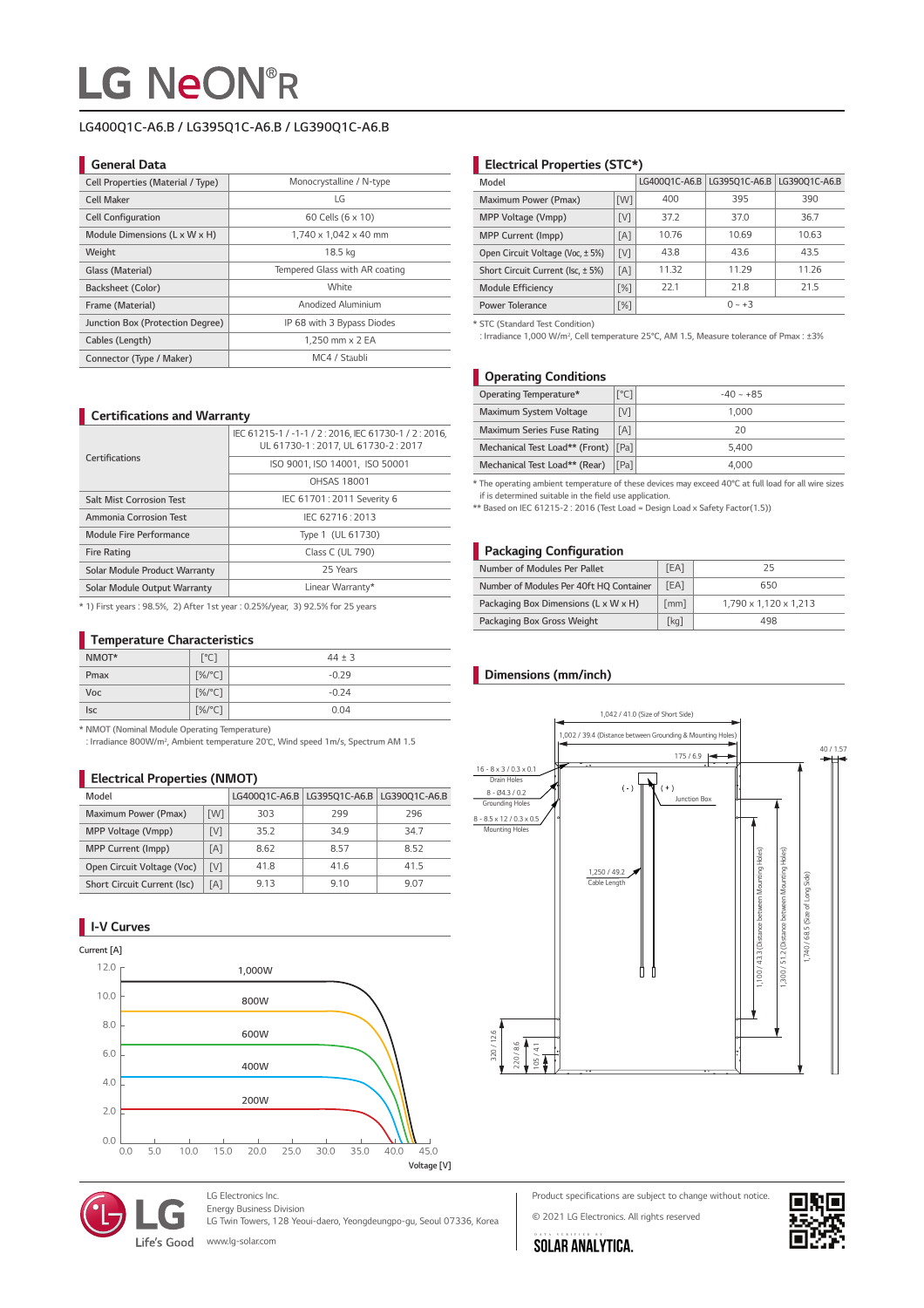# LG NeON®R

LG400Q1C-A6.B / LG395Q1C-A6.B / LG390Q1C-A6.B

## General Data

| | |
|---|---|
| Cell Properties (Material / Type) | Monocrystalline / N-type |
| Cell Maker | LG |
| Cell Configuration | 60 Cells (6 x 10) |
| Module Dimensions (L x W x H) | 1,740 x 1,042 x 40 mm |
| Weight | 18.5 kg |
| Glass (Material) | Tempered Glass with AR coating |
| Backsheet (Color) | White |
| Frame (Material) | Anodized Aluminium |
| Junction Box (Protection Degree) | IP 68 with 3 Bypass Diodes |
| Cables (Length) | 1,250 mm x 2 EA |
| Connector (Type / Maker) | MC4 / Staubli |

## Certifications and Warranty

| | |
|---|---|
| Certifications | IEC 61215-1 / -1-1 / 2 : 2016, IEC 61730-1 / 2 : 2016, UL 61730-1 : 2017, UL 61730-2 : 2017 |
| | ISO 9001, ISO 14001, ISO 50001 |
| | OHSAS 18001 |
| Salt Mist Corrosion Test | IEC 61701 : 2011 Severity 6 |
| Ammonia Corrosion Test | IEC 62716 : 2013 |
| Module Fire Performance | Type 1 (UL 61730) |
| Fire Rating | Class C (UL 790) |
| Solar Module Product Warranty | 25 Years |
| Solar Module Output Warranty | Linear Warranty* |

* 1) First years : 98.5%, 2) After 1st year : 0.25%/year, 3) 92.5% for 25 years

## Temperature Characteristics

| | | |
|---|---|---|
| NMOT* | [°C] | 44 ± 3 |
| Pmax | [%/°C] | -0.29 |
| Voc | [%/°C] | -0.24 |
| Isc | [%/°C] | 0.04 |

* NMOT (Nominal Module Operating Temperature)
: Irradiance 800W/m², Ambient temperature 20℃, Wind speed 1m/s, Spectrum AM 1.5

## Electrical Properties (NMOT)

| Model | | LG400Q1C-A6.B | LG395Q1C-A6.B | LG390Q1C-A6.B |
|---|---|---|---|---|
| Maximum Power (Pmax) | [W] | 303 | 299 | 296 |
| MPP Voltage (Vmpp) | [V] | 35.2 | 34.9 | 34.7 |
| MPP Current (Impp) | [A] | 8.62 | 8.57 | 8.52 |
| Open Circuit Voltage (Voc) | [V] | 41.8 | 41.6 | 41.5 |
| Short Circuit Current (Isc) | [A] | 9.13 | 9.10 | 9.07 |

## I-V Curves

Current [A]
12.0
10.0
8.0
6.0
4.0
2.0
0.0
0.0 5.0 10.0 15.0 20.0 25.0 30.0 35.0 40.0 45.0
Voltage [V]
1,000W
800W
600W
400W
200W

## Electrical Properties (STC*)

| Model | | LG400Q1C-A6.B | LG395Q1C-A6.B | LG390Q1C-A6.B |
|---|---|---|---|---|
| Maximum Power (Pmax) | [W] | 400 | 395 | 390 |
| MPP Voltage (Vmpp) | [V] | 37.2 | 37.0 | 36.7 |
| MPP Current (Impp) | [A] | 10.76 | 10.69 | 10.63 |
| Open Circuit Voltage (Voc, ± 5%) | [V] | 43.8 | 43.6 | 43.5 |
| Short Circuit Current (Isc, ± 5%) | [A] | 11.32 | 11.29 | 11.26 |
| Module Efficiency | [%] | 22.1 | 21.8 | 21.5 |
| Power Tolerance | [%] | 0 ~ +3 | | |

* STC (Standard Test Condition)
: Irradiance 1,000 W/m², Cell temperature 25°C, AM 1.5, Measure tolerance of Pmax : ±3%

## Operating Conditions

| | | |
|---|---|---|
| Operating Temperature* | [°C] | -40 ~ +85 |
| Maximum System Voltage | [V] | 1,000 |
| Maximum Series Fuse Rating | [A] | 20 |
| Mechanical Test Load** (Front) | [Pa] | 5,400 |
| Mechanical Test Load** (Rear) | [Pa] | 4,000 |

* The operating ambient temperature of these devices may exceed 40°C at full load for all wire sizes if is determined suitable in the field use application.
** Based on IEC 61215-2 : 2016 (Test Load = Design Load x Safety Factor(1.5))

## Packaging Configuration

| | | |
|---|---|---|
| Number of Modules Per Pallet | [EA] | 25 |
| Number of Modules Per 40ft HQ Container | [EA] | 650 |
| Packaging Box Dimensions (L x W x H) | [mm] | 1,790 x 1,120 x 1,213 |
| Packaging Box Gross Weight | [kg] | 498 |

## Dimensions (mm/inch)

1,042 / 41.0 (Size of Short Side)
1,002 / 39.4 (Distance between Grounding & Mounting Holes)
175 / 6.9
40 / 1.57
16 - 8 x 3 / 0.3 x 0.1
Drain Holes
8 - Ø4.3 / 0.2
Grounding Holes
8 - 8.5 x 12 / 0.3 x 0.5
Mounting Holes
( - ) ( + )
Junction Box
1,250 / 49.2
Cable Length
1,100 / 43.3 (Distance between Mounting Holes)
1,300 / 51.2 (Distance between Mounting Holes)
1,740 / 68.5 (Size of Long Side)
320 / 12.6
220 / 8.6
105 / 4.1

LG Electronics Inc.
Energy Business Division
LG Twin Towers, 128 Yeoui-daero, Yeongdeungpo-gu, Seoul 07336, Korea
www.lg-solar.com

Product specifications are subject to change without notice.

© 2021 LG Electronics. All rights reserved

SOLAR ANALYTICA.